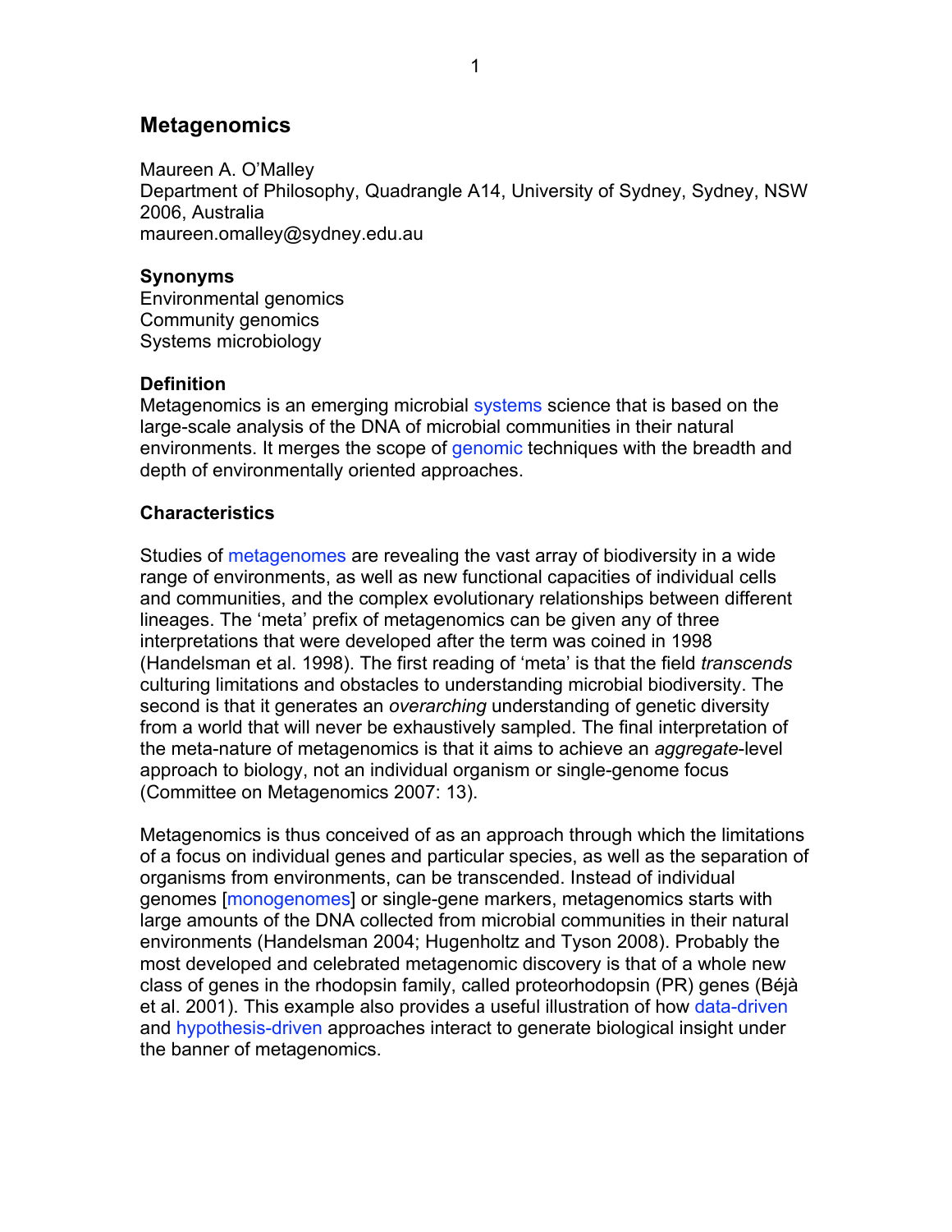# Metagenomics

Maureen A. O'Malley
Department of Philosophy, Quadrangle A14, University of Sydney, Sydney, NSW 2006, Australia
maureen.omalley@sydney.edu.au

### Synonyms

Environmental genomics
Community genomics
Systems microbiology

### Definition

Metagenomics is an emerging microbial systems science that is based on the large-scale analysis of the DNA of microbial communities in their natural environments. It merges the scope of genomic techniques with the breadth and depth of environmentally oriented approaches.

### Characteristics

Studies of metagenomes are revealing the vast array of biodiversity in a wide range of environments, as well as new functional capacities of individual cells and communities, and the complex evolutionary relationships between different lineages. The 'meta' prefix of metagenomics can be given any of three interpretations that were developed after the term was coined in 1998 (Handelsman et al. 1998). The first reading of 'meta' is that the field *transcends* culturing limitations and obstacles to understanding microbial biodiversity. The second is that it generates an *overarching* understanding of genetic diversity from a world that will never be exhaustively sampled. The final interpretation of the meta-nature of metagenomics is that it aims to achieve an *aggregate*-level approach to biology, not an individual organism or single-genome focus (Committee on Metagenomics 2007: 13).

Metagenomics is thus conceived of as an approach through which the limitations of a focus on individual genes and particular species, as well as the separation of organisms from environments, can be transcended. Instead of individual genomes [monogenomes] or single-gene markers, metagenomics starts with large amounts of the DNA collected from microbial communities in their natural environments (Handelsman 2004; Hugenholtz and Tyson 2008). Probably the most developed and celebrated metagenomic discovery is that of a whole new class of genes in the rhodopsin family, called proteorhodopsin (PR) genes (Béjà et al. 2001). This example also provides a useful illustration of how data-driven and hypothesis-driven approaches interact to generate biological insight under the banner of metagenomics.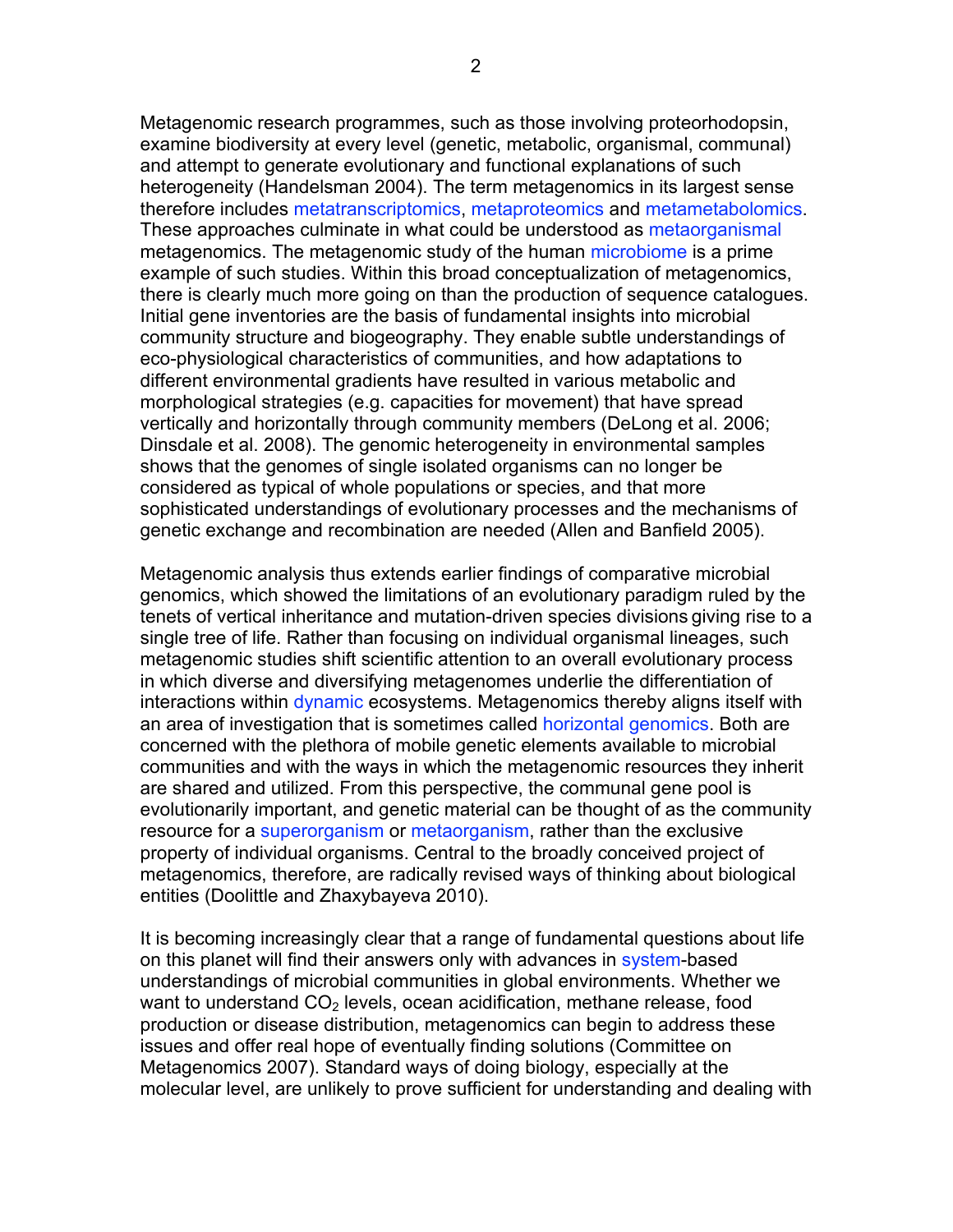Metagenomic research programmes, such as those involving proteorhodopsin, examine biodiversity at every level (genetic, metabolic, organismal, communal) and attempt to generate evolutionary and functional explanations of such heterogeneity (Handelsman 2004). The term metagenomics in its largest sense therefore includes metatranscriptomics, metaproteomics and metametabolomics. These approaches culminate in what could be understood as metaorganismal metagenomics. The metagenomic study of the human microbiome is a prime example of such studies. Within this broad conceptualization of metagenomics, there is clearly much more going on than the production of sequence catalogues. Initial gene inventories are the basis of fundamental insights into microbial community structure and biogeography. They enable subtle understandings of eco-physiological characteristics of communities, and how adaptations to different environmental gradients have resulted in various metabolic and morphological strategies (e.g. capacities for movement) that have spread vertically and horizontally through community members (DeLong et al. 2006; Dinsdale et al. 2008). The genomic heterogeneity in environmental samples shows that the genomes of single isolated organisms can no longer be considered as typical of whole populations or species, and that more sophisticated understandings of evolutionary processes and the mechanisms of genetic exchange and recombination are needed (Allen and Banfield 2005).

Metagenomic analysis thus extends earlier findings of comparative microbial genomics, which showed the limitations of an evolutionary paradigm ruled by the tenets of vertical inheritance and mutation-driven species divisions giving rise to a single tree of life. Rather than focusing on individual organismal lineages, such metagenomic studies shift scientific attention to an overall evolutionary process in which diverse and diversifying metagenomes underlie the differentiation of interactions within dynamic ecosystems. Metagenomics thereby aligns itself with an area of investigation that is sometimes called horizontal genomics. Both are concerned with the plethora of mobile genetic elements available to microbial communities and with the ways in which the metagenomic resources they inherit are shared and utilized. From this perspective, the communal gene pool is evolutionarily important, and genetic material can be thought of as the community resource for a superorganism or metaorganism, rather than the exclusive property of individual organisms. Central to the broadly conceived project of metagenomics, therefore, are radically revised ways of thinking about biological entities (Doolittle and Zhaxybayeva 2010).

It is becoming increasingly clear that a range of fundamental questions about life on this planet will find their answers only with advances in system-based understandings of microbial communities in global environments. Whether we want to understand $CO_2$ levels, ocean acidification, methane release, food production or disease distribution, metagenomics can begin to address these issues and offer real hope of eventually finding solutions (Committee on Metagenomics 2007). Standard ways of doing biology, especially at the molecular level, are unlikely to prove sufficient for understanding and dealing with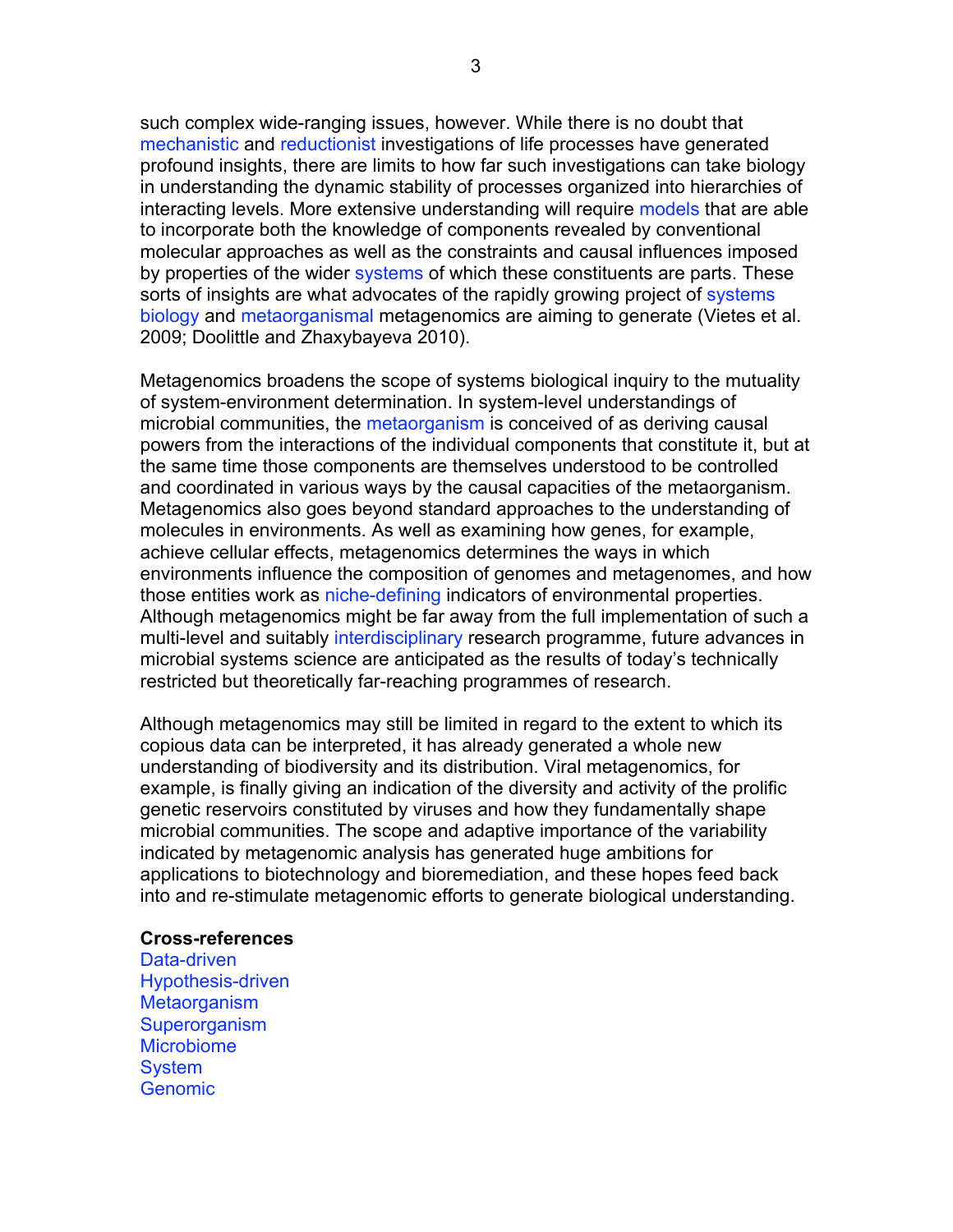such complex wide-ranging issues, however. While there is no doubt that mechanistic and reductionist investigations of life processes have generated profound insights, there are limits to how far such investigations can take biology in understanding the dynamic stability of processes organized into hierarchies of interacting levels. More extensive understanding will require models that are able to incorporate both the knowledge of components revealed by conventional molecular approaches as well as the constraints and causal influences imposed by properties of the wider systems of which these constituents are parts. These sorts of insights are what advocates of the rapidly growing project of systems biology and metaorganismal metagenomics are aiming to generate (Vietes et al. 2009; Doolittle and Zhaxybayeva 2010).

Metagenomics broadens the scope of systems biological inquiry to the mutuality of system-environment determination. In system-level understandings of microbial communities, the metaorganism is conceived of as deriving causal powers from the interactions of the individual components that constitute it, but at the same time those components are themselves understood to be controlled and coordinated in various ways by the causal capacities of the metaorganism. Metagenomics also goes beyond standard approaches to the understanding of molecules in environments. As well as examining how genes, for example, achieve cellular effects, metagenomics determines the ways in which environments influence the composition of genomes and metagenomes, and how those entities work as niche-defining indicators of environmental properties. Although metagenomics might be far away from the full implementation of such a multi-level and suitably interdisciplinary research programme, future advances in microbial systems science are anticipated as the results of today's technically restricted but theoretically far-reaching programmes of research.

Although metagenomics may still be limited in regard to the extent to which its copious data can be interpreted, it has already generated a whole new understanding of biodiversity and its distribution. Viral metagenomics, for example, is finally giving an indication of the diversity and activity of the prolific genetic reservoirs constituted by viruses and how they fundamentally shape microbial communities. The scope and adaptive importance of the variability indicated by metagenomic analysis has generated huge ambitions for applications to biotechnology and bioremediation, and these hopes feed back into and re-stimulate metagenomic efforts to generate biological understanding.

**Cross-references**

Data-driven
Hypothesis-driven
Metaorganism
Superorganism
Microbiome
System
Genomic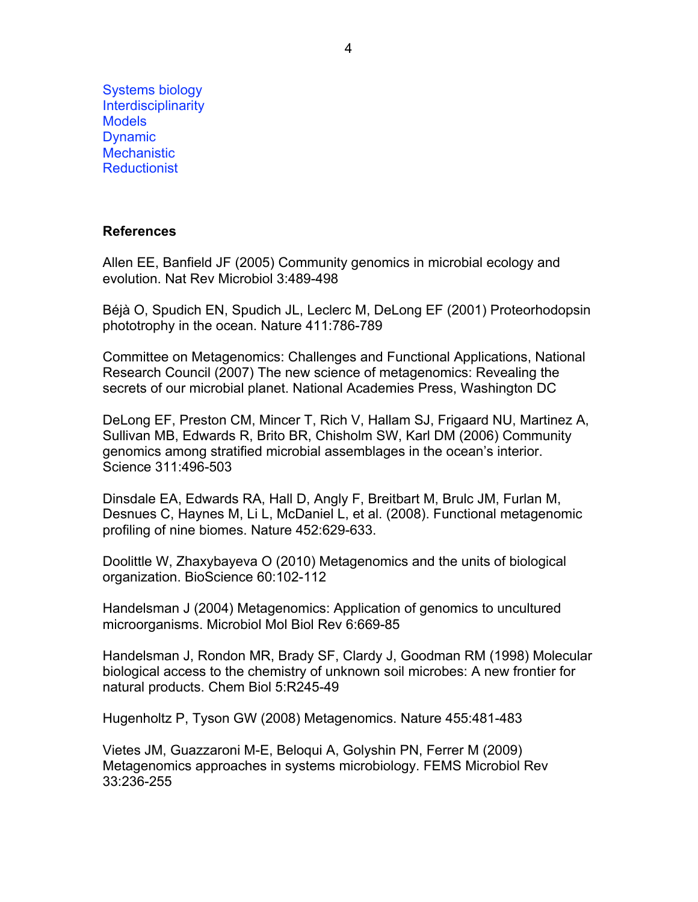Systems biology
Interdisciplinarity
Models
Dynamic
Mechanistic
Reductionist

**References**

Allen EE, Banfield JF (2005) Community genomics in microbial ecology and evolution. Nat Rev Microbiol 3:489-498

Béjà O, Spudich EN, Spudich JL, Leclerc M, DeLong EF (2001) Proteorhodopsin phototrophy in the ocean. Nature 411:786-789

Committee on Metagenomics: Challenges and Functional Applications, National Research Council (2007) The new science of metagenomics: Revealing the secrets of our microbial planet. National Academies Press, Washington DC

DeLong EF, Preston CM, Mincer T, Rich V, Hallam SJ, Frigaard NU, Martinez A, Sullivan MB, Edwards R, Brito BR, Chisholm SW, Karl DM (2006) Community genomics among stratified microbial assemblages in the ocean's interior. Science 311:496-503

Dinsdale EA, Edwards RA, Hall D, Angly F, Breitbart M, Brulc JM, Furlan M, Desnues C, Haynes M, Li L, McDaniel L, et al. (2008). Functional metagenomic profiling of nine biomes. Nature 452:629-633.

Doolittle W, Zhaxybayeva O (2010) Metagenomics and the units of biological organization. BioScience 60:102-112

Handelsman J (2004) Metagenomics: Application of genomics to uncultured microorganisms. Microbiol Mol Biol Rev 6:669-85

Handelsman J, Rondon MR, Brady SF, Clardy J, Goodman RM (1998) Molecular biological access to the chemistry of unknown soil microbes: A new frontier for natural products. Chem Biol 5:R245-49

Hugenholtz P, Tyson GW (2008) Metagenomics. Nature 455:481-483

Vietes JM, Guazzaroni M-E, Beloqui A, Golyshin PN, Ferrer M (2009) Metagenomics approaches in systems microbiology. FEMS Microbiol Rev 33:236-255